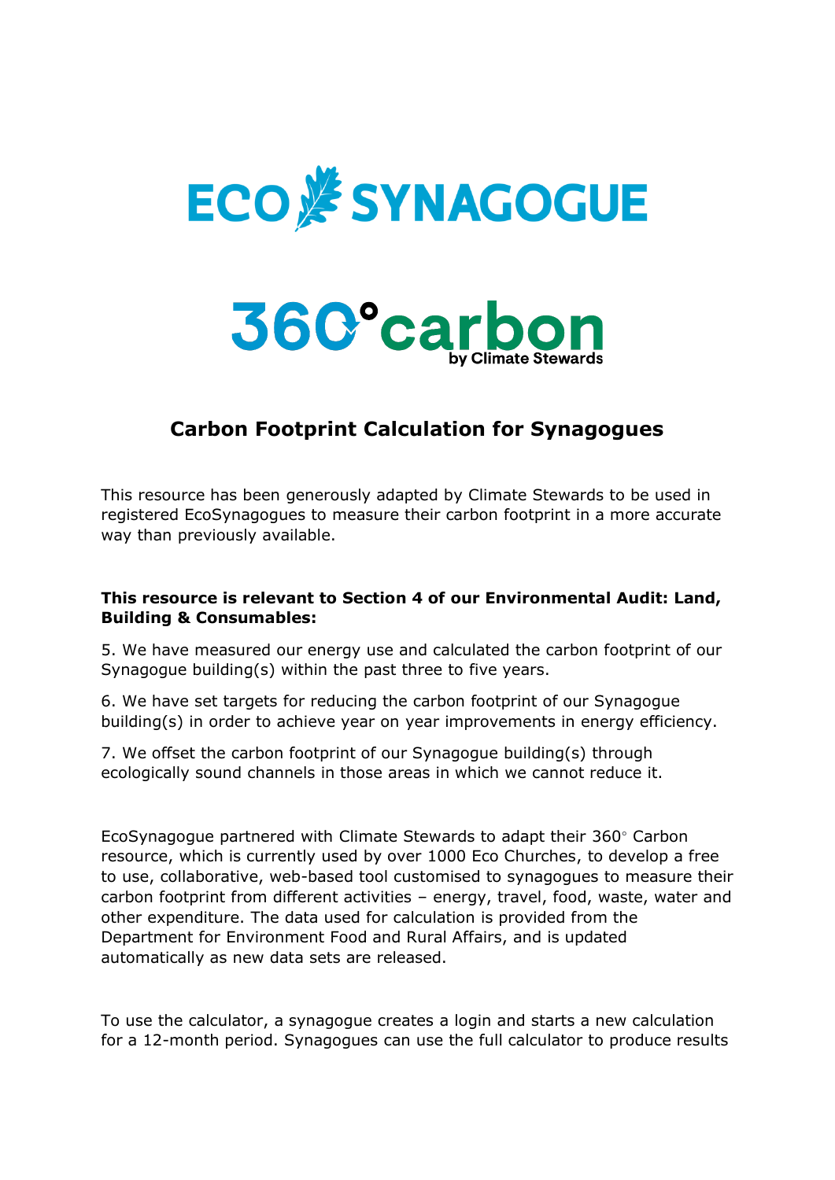ECO SYNAGOGUE

360°carbon
by Climate Stewards

# Carbon Footprint Calculation for Synagogues

This resource has been generously adapted by Climate Stewards to be used in registered EcoSynagogues to measure their carbon footprint in a more accurate way than previously available.

**This resource is relevant to Section 4 of our Environmental Audit: Land, Building & Consumables:**

5. We have measured our energy use and calculated the carbon footprint of our Synagogue building(s) within the past three to five years.

6. We have set targets for reducing the carbon footprint of our Synagogue building(s) in order to achieve year on year improvements in energy efficiency.

7. We offset the carbon footprint of our Synagogue building(s) through ecologically sound channels in those areas in which we cannot reduce it.

EcoSynagogue partnered with Climate Stewards to adapt their 360◦ Carbon resource, which is currently used by over 1000 Eco Churches, to develop a free to use, collaborative, web-based tool customised to synagogues to measure their carbon footprint from different activities – energy, travel, food, waste, water and other expenditure. The data used for calculation is provided from the Department for Environment Food and Rural Affairs, and is updated automatically as new data sets are released.

To use the calculator, a synagogue creates a login and starts a new calculation for a 12-month period. Synagogues can use the full calculator to produce results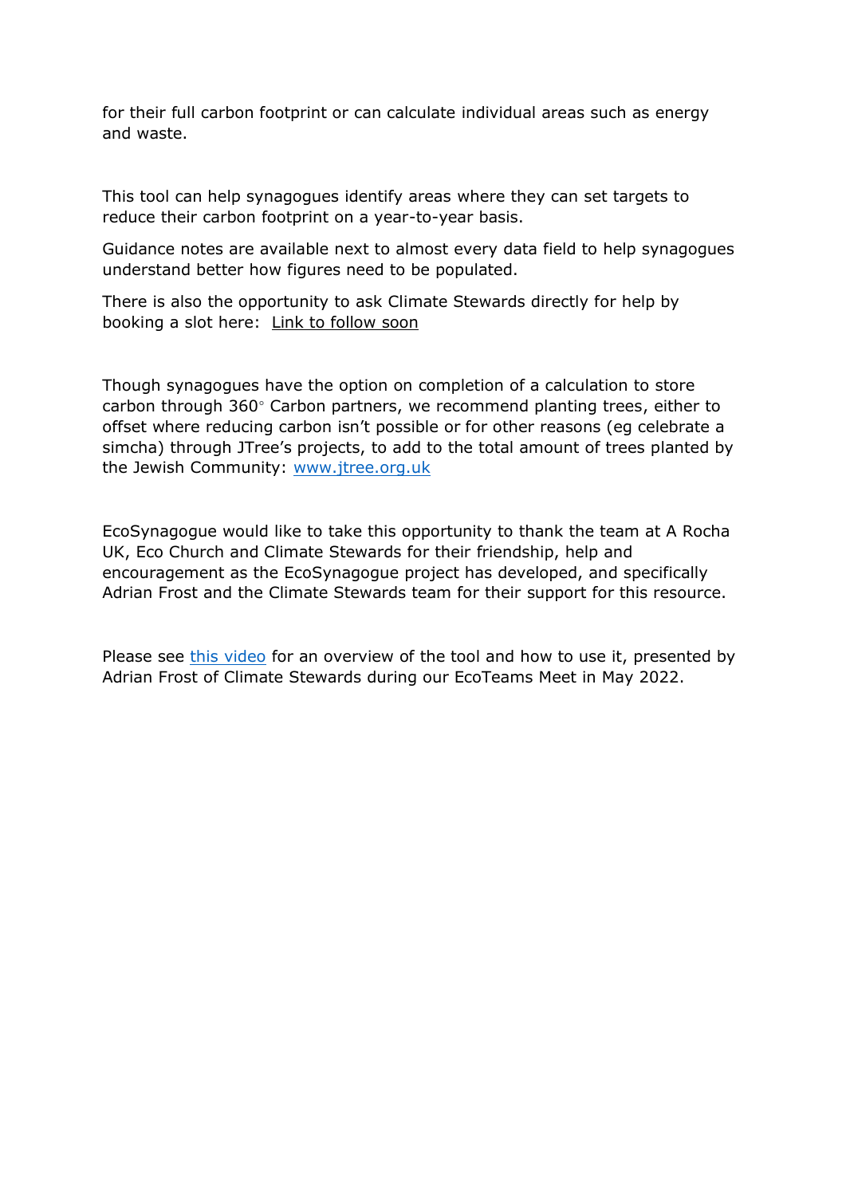for their full carbon footprint or can calculate individual areas such as energy and waste.

This tool can help synagogues identify areas where they can set targets to reduce their carbon footprint on a year-to-year basis.

Guidance notes are available next to almost every data field to help synagogues understand better how figures need to be populated.

There is also the opportunity to ask Climate Stewards directly for help by booking a slot here: Link to follow soon

Though synagogues have the option on completion of a calculation to store carbon through 360◦ Carbon partners, we recommend planting trees, either to offset where reducing carbon isn't possible or for other reasons (eg celebrate a simcha) through JTree's projects, to add to the total amount of trees planted by the Jewish Community: www.jtree.org.uk

EcoSynagogue would like to take this opportunity to thank the team at A Rocha UK, Eco Church and Climate Stewards for their friendship, help and encouragement as the EcoSynagogue project has developed, and specifically Adrian Frost and the Climate Stewards team for their support for this resource.

Please see this video for an overview of the tool and how to use it, presented by Adrian Frost of Climate Stewards during our EcoTeams Meet in May 2022.